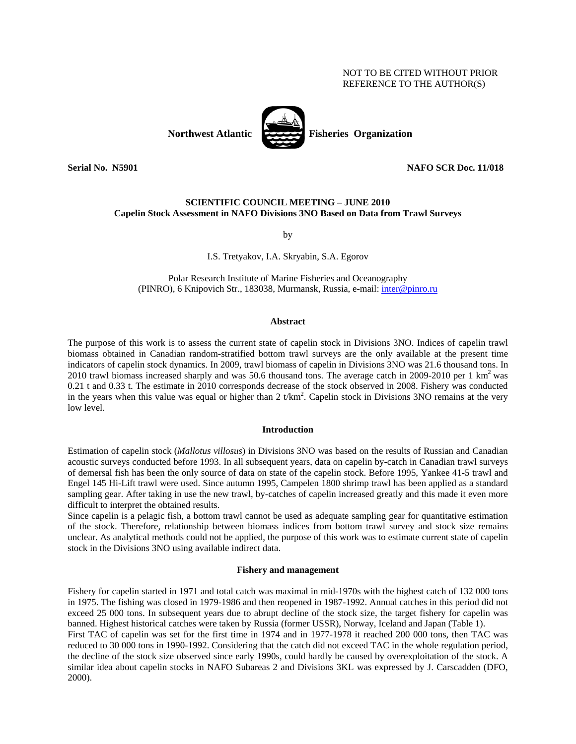NOT TO BE CITED WITHOUT PRIOR REFERENCE TO THE AUTHOR(S)

**Northwest Atlantic Fisheries Organization**

**Serial No. N5901** **NAFO SCR Doc. 11/018**

**SCIENTIFIC COUNCIL MEETING – JUNE 2010**
**Capelin Stock Assessment in NAFO Divisions 3NO Based on Data from Trawl Surveys**

by

I.S. Tretyakov, I.A. Skryabin, S.A. Egorov

Polar Research Institute of Marine Fisheries and Oceanography (PINRO), 6 Knipovich Str., 183038, Murmansk, Russia, e-mail: inter@pinro.ru

## Abstract

The purpose of this work is to assess the current state of capelin stock in Divisions 3NO. Indices of capelin trawl biomass obtained in Canadian random-stratified bottom trawl surveys are the only available at the present time indicators of capelin stock dynamics. In 2009, trawl biomass of capelin in Divisions 3NO was 21.6 thousand tons. In 2010 trawl biomass increased sharply and was 50.6 thousand tons. The average catch in 2009-2010 per 1 $km^2$ was 0.21 t and 0.33 t. The estimate in 2010 corresponds decrease of the stock observed in 2008. Fishery was conducted in the years when this value was equal or higher than 2 $t/km^2$. Capelin stock in Divisions 3NO remains at the very low level.

## Introduction

Estimation of capelin stock (*Mallotus villosus*) in Divisions 3NO was based on the results of Russian and Canadian acoustic surveys conducted before 1993. In all subsequent years, data on capelin by-catch in Canadian trawl surveys of demersal fish has been the only source of data on state of the capelin stock. Before 1995, Yankee 41-5 trawl and Engel 145 Hi-Lift trawl were used. Since autumn 1995, Campelen 1800 shrimp trawl has been applied as a standard sampling gear. After taking in use the new trawl, by-catches of capelin increased greatly and this made it even more difficult to interpret the obtained results.

Since capelin is a pelagic fish, a bottom trawl cannot be used as adequate sampling gear for quantitative estimation of the stock. Therefore, relationship between biomass indices from bottom trawl survey and stock size remains unclear. As analytical methods could not be applied, the purpose of this work was to estimate current state of capelin stock in the Divisions 3NO using available indirect data.

## Fishery and management

Fishery for capelin started in 1971 and total catch was maximal in mid-1970s with the highest catch of 132 000 tons in 1975. The fishing was closed in 1979-1986 and then reopened in 1987-1992. Annual catches in this period did not exceed 25 000 tons. In subsequent years due to abrupt decline of the stock size, the target fishery for capelin was banned. Highest historical catches were taken by Russia (former USSR), Norway, Iceland and Japan (Table 1).

First TAC of capelin was set for the first time in 1974 and in 1977-1978 it reached 200 000 tons, then TAC was reduced to 30 000 tons in 1990-1992. Considering that the catch did not exceed TAC in the whole regulation period, the decline of the stock size observed since early 1990s, could hardly be caused by overexploitation of the stock. A similar idea about capelin stocks in NAFO Subareas 2 and Divisions 3KL was expressed by J. Carscadden (DFO, 2000).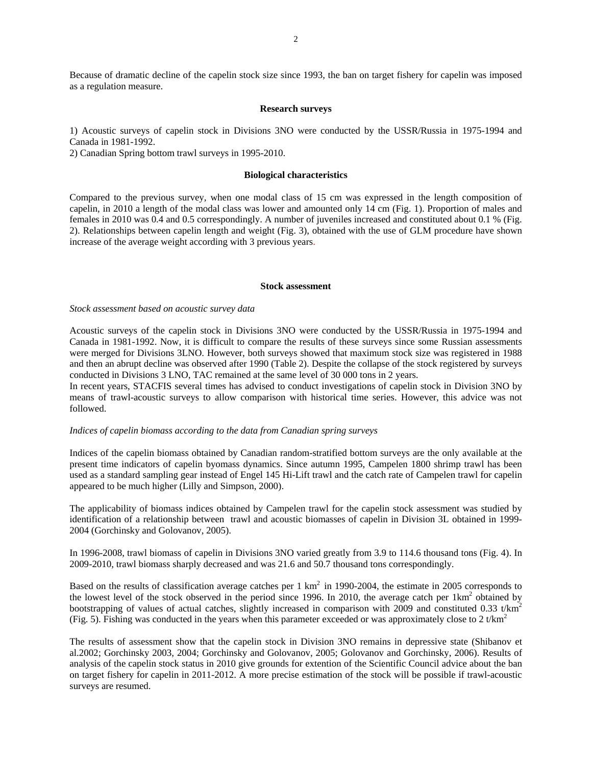Because of dramatic decline of the capelin stock size since 1993, the ban on target fishery for capelin was imposed as a regulation measure.

## Research surveys

1) Acoustic surveys of capelin stock in Divisions 3NO were conducted by the USSR/Russia in 1975-1994 and Canada in 1981-1992.
2) Canadian Spring bottom trawl surveys in 1995-2010.

## Biological characteristics

Compared to the previous survey, when one modal class of 15 cm was expressed in the length composition of capelin, in 2010 a length of the modal class was lower and amounted only 14 cm (Fig. 1). Proportion of males and females in 2010 was 0.4 and 0.5 correspondingly. A number of juveniles increased and constituted about 0.1 % (Fig. 2). Relationships between capelin length and weight (Fig. 3), obtained with the use of GLM procedure have shown increase of the average weight according with 3 previous years.

## Stock assessment

*Stock assessment based on acoustic survey data*

Acoustic surveys of the capelin stock in Divisions 3NO were conducted by the USSR/Russia in 1975-1994 and Canada in 1981-1992. Now, it is difficult to compare the results of these surveys since some Russian assessments were merged for Divisions 3LNO. However, both surveys showed that maximum stock size was registered in 1988 and then an abrupt decline was observed after 1990 (Table 2). Despite the collapse of the stock registered by surveys conducted in Divisions 3 LNO, TAC remained at the same level of 30 000 tons in 2 years.
In recent years, STACFIS several times has advised to conduct investigations of capelin stock in Division 3NO by means of trawl-acoustic surveys to allow comparison with historical time series. However, this advice was not followed.

*Indices of capelin biomass according to the data from Canadian spring surveys*

Indices of the capelin biomass obtained by Canadian random-stratified bottom surveys are the only available at the present time indicators of capelin byomass dynamics. Since autumn 1995, Campelen 1800 shrimp trawl has been used as a standard sampling gear instead of Engel 145 Hi-Lift trawl and the catch rate of Campelen trawl for capelin appeared to be much higher (Lilly and Simpson, 2000).

The applicability of biomass indices obtained by Campelen trawl for the capelin stock assessment was studied by identification of a relationship between trawl and acoustic biomasses of capelin in Division 3L obtained in 1999-2004 (Gorchinsky and Golovanov, 2005).

In 1996-2008, trawl biomass of capelin in Divisions 3NO varied greatly from 3.9 to 114.6 thousand tons (Fig. 4). In 2009-2010, trawl biomass sharply decreased and was 21.6 and 50.7 thousand tons correspondingly.

Based on the results of classification average catches per 1 km$^2$ in 1990-2004, the estimate in 2005 corresponds to the lowest level of the stock observed in the period since 1996. In 2010, the average catch per 1km$^2$ obtained by bootstrapping of values of actual catches, slightly increased in comparison with 2009 and constituted 0.33 t/km$^2$ (Fig. 5). Fishing was conducted in the years when this parameter exceeded or was approximately close to 2 t/km$^2$

The results of assessment show that the capelin stock in Division 3NO remains in depressive state (Shibanov et al.2002; Gorchinsky 2003, 2004; Gorchinsky and Golovanov, 2005; Golovanov and Gorchinsky, 2006). Results of analysis of the capelin stock status in 2010 give grounds for extention of the Scientific Council advice about the ban on target fishery for capelin in 2011-2012. A more precise estimation of the stock will be possible if trawl-acoustic surveys are resumed.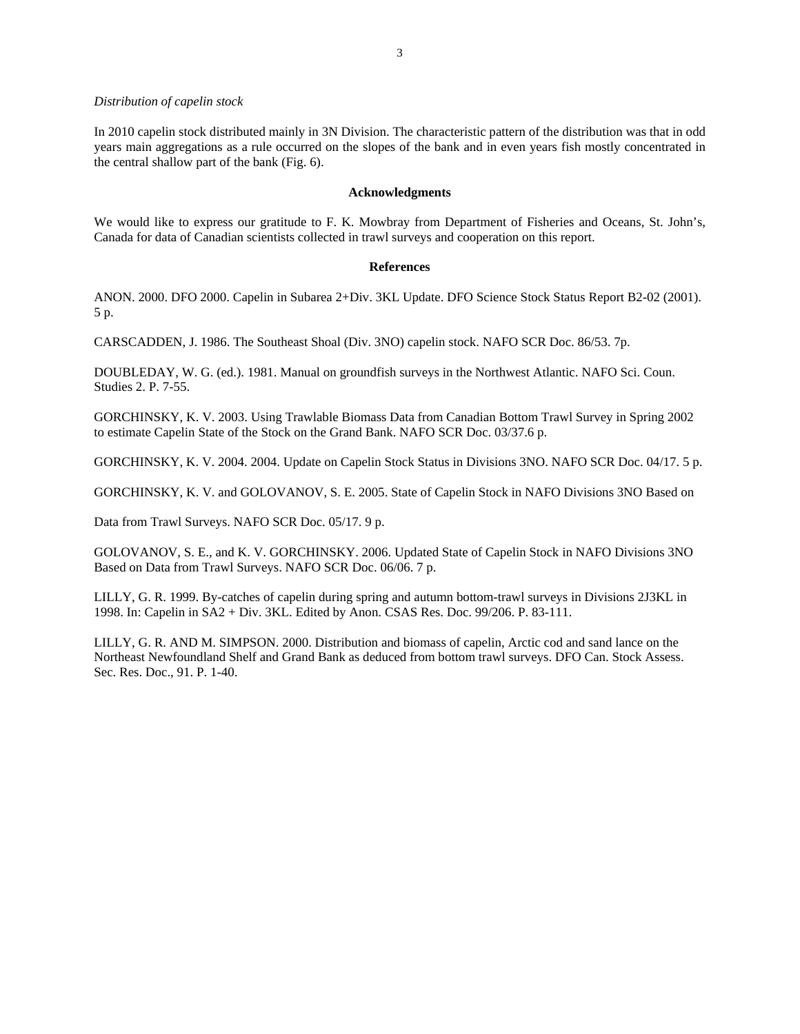*Distribution of capelin stock*

In 2010 capelin stock distributed mainly in 3N Division. The characteristic pattern of the distribution was that in odd years main aggregations as a rule occurred on the slopes of the bank and in even years fish mostly concentrated in the central shallow part of the bank (Fig. 6).

## Acknowledgments

We would like to express our gratitude to F. K. Mowbray from Department of Fisheries and Oceans, St. John's, Canada for data of Canadian scientists collected in trawl surveys and cooperation on this report.

## References

ANON. 2000. DFO 2000. Capelin in Subarea 2+Div. 3KL Update. DFO Science Stock Status Report B2-02 (2001). 5 p.

CARSCADDEN, J. 1986. The Southeast Shoal (Div. 3NO) capelin stock. NAFO SCR Doc. 86/53. 7p.

DOUBLEDAY, W. G. (ed.). 1981. Manual on groundfish surveys in the Northwest Atlantic. NAFO Sci. Coun. Studies 2. P. 7-55.

GORCHINSKY, K. V. 2003. Using Trawlable Biomass Data from Canadian Bottom Trawl Survey in Spring 2002 to estimate Capelin State of the Stock on the Grand Bank. NAFO SCR Doc. 03/37.6 p.

GORCHINSKY, K. V. 2004. 2004. Update on Capelin Stock Status in Divisions 3NO. NAFO SCR Doc. 04/17. 5 p.

GORCHINSKY, K. V. and GOLOVANOV, S. E. 2005. State of Capelin Stock in NAFO Divisions 3NO Based on

Data from Trawl Surveys. NAFO SCR Doc. 05/17. 9 p.

GOLOVANOV, S. E., and K. V. GORCHINSKY. 2006. Updated State of Capelin Stock in NAFO Divisions 3NO Based on Data from Trawl Surveys. NAFO SCR Doc. 06/06. 7 p.

LILLY, G. R. 1999. By-catches of capelin during spring and autumn bottom-trawl surveys in Divisions 2J3KL in 1998. In: Capelin in SA2 + Div. 3KL. Edited by Anon. CSAS Res. Doc. 99/206. P. 83-111.

LILLY, G. R. AND M. SIMPSON. 2000. Distribution and biomass of capelin, Arctic cod and sand lance on the Northeast Newfoundland Shelf and Grand Bank as deduced from bottom trawl surveys. DFO Can. Stock Assess. Sec. Res. Doc., 91. P. 1-40.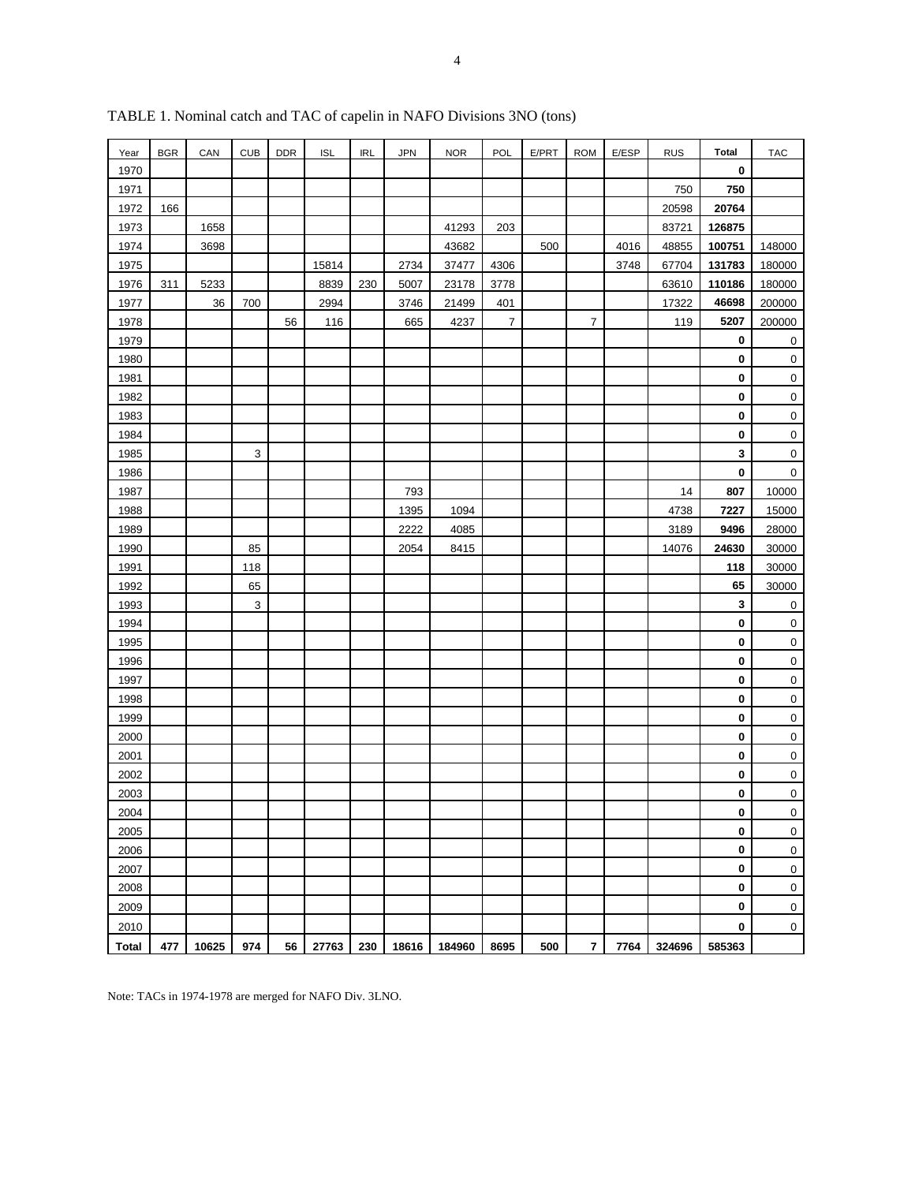TABLE 1. Nominal catch and TAC of capelin in NAFO Divisions 3NO (tons)

| Year | BGR | CAN | CUB | DDR | ISL | IRL | JPN | NOR | POL | E/PRT | ROM | E/ESP | RUS | Total | TAC |
|---|---|---|---|---|---|---|---|---|---|---|---|---|---|---|---|
| 1970 | | | | | | | | | | | | | | **0** | |
| 1971 | | | | | | | | | | | | | 750 | **750** | |
| 1972 | 166 | | | | | | | | | | | | 20598 | **20764** | |
| 1973 | | 1658 | | | | | | 41293 | 203 | | | | 83721 | **126875** | |
| 1974 | | 3698 | | | | | | 43682 | | 500 | | 4016 | 48855 | **100751** | 148000 |
| 1975 | | | | | 15814 | | 2734 | 37477 | 4306 | | | 3748 | 67704 | **131783** | 180000 |
| 1976 | 311 | 5233 | | | 8839 | 230 | 5007 | 23178 | 3778 | | | | 63610 | **110186** | 180000 |
| 1977 | | 36 | 700 | | 2994 | | 3746 | 21499 | 401 | | | | 17322 | **46698** | 200000 |
| 1978 | | | | 56 | 116 | | 665 | 4237 | 7 | | 7 | | 119 | **5207** | 200000 |
| 1979 | | | | | | | | | | | | | | **0** | 0 |
| 1980 | | | | | | | | | | | | | | **0** | 0 |
| 1981 | | | | | | | | | | | | | | **0** | 0 |
| 1982 | | | | | | | | | | | | | | **0** | 0 |
| 1983 | | | | | | | | | | | | | | **0** | 0 |
| 1984 | | | | | | | | | | | | | | **0** | 0 |
| 1985 | | | 3 | | | | | | | | | | | **3** | 0 |
| 1986 | | | | | | | | | | | | | | **0** | 0 |
| 1987 | | | | | | | 793 | | | | | | 14 | **807** | 10000 |
| 1988 | | | | | | | 1395 | 1094 | | | | | 4738 | **7227** | 15000 |
| 1989 | | | | | | | 2222 | 4085 | | | | | 3189 | **9496** | 28000 |
| 1990 | | | 85 | | | | 2054 | 8415 | | | | | 14076 | **24630** | 30000 |
| 1991 | | | 118 | | | | | | | | | | | **118** | 30000 |
| 1992 | | | 65 | | | | | | | | | | | **65** | 30000 |
| 1993 | | | 3 | | | | | | | | | | | **3** | 0 |
| 1994 | | | | | | | | | | | | | | **0** | 0 |
| 1995 | | | | | | | | | | | | | | **0** | 0 |
| 1996 | | | | | | | | | | | | | | **0** | 0 |
| 1997 | | | | | | | | | | | | | | **0** | 0 |
| 1998 | | | | | | | | | | | | | | **0** | 0 |
| 1999 | | | | | | | | | | | | | | **0** | 0 |
| 2000 | | | | | | | | | | | | | | **0** | 0 |
| 2001 | | | | | | | | | | | | | | **0** | 0 |
| 2002 | | | | | | | | | | | | | | **0** | 0 |
| 2003 | | | | | | | | | | | | | | **0** | 0 |
| 2004 | | | | | | | | | | | | | | **0** | 0 |
| 2005 | | | | | | | | | | | | | | **0** | 0 |
| 2006 | | | | | | | | | | | | | | **0** | 0 |
| 2007 | | | | | | | | | | | | | | **0** | 0 |
| 2008 | | | | | | | | | | | | | | **0** | 0 |
| 2009 | | | | | | | | | | | | | | **0** | 0 |
| 2010 | | | | | | | | | | | | | | **0** | 0 |
| **Total** | **477** | **10625** | **974** | **56** | **27763** | **230** | **18616** | **184960** | **8695** | **500** | **7** | **7764** | **324696** | **585363** | |

Note: TACs in 1974-1978 are merged for NAFO Div. 3LNO.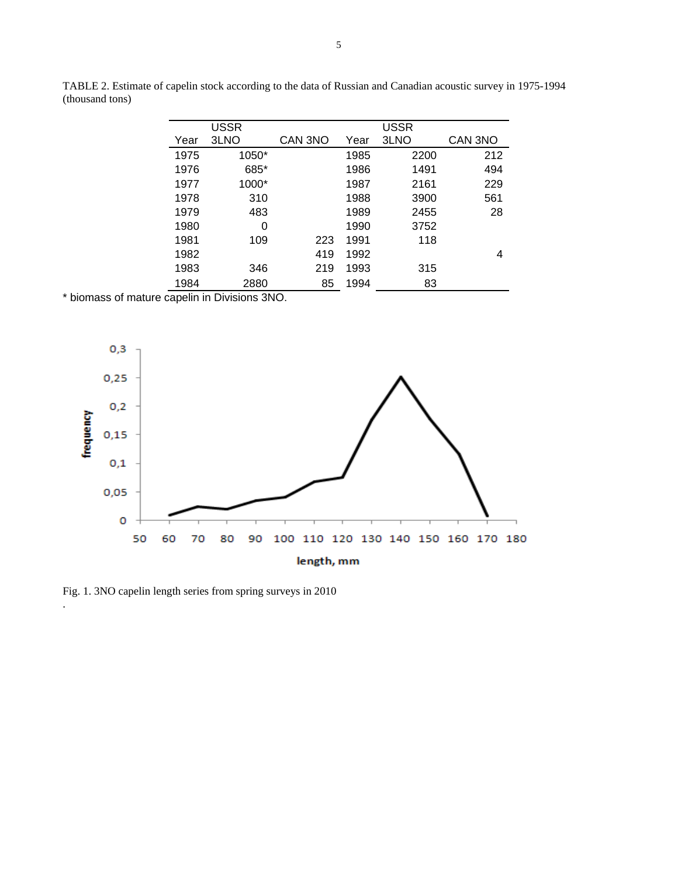TABLE 2. Estimate of capelin stock according to the data of Russian and Canadian acoustic survey in 1975-1994 (thousand tons)

| Year | USSR 3LNO | CAN 3NO | Year | USSR 3LNO | CAN 3NO |
|---|---|---|---|---|---|
| 1975 | 1050* | | 1985 | 2200 | 212 |
| 1976 | 685* | | 1986 | 1491 | 494 |
| 1977 | 1000* | | 1987 | 2161 | 229 |
| 1978 | 310 | | 1988 | 3900 | 561 |
| 1979 | 483 | | 1989 | 2455 | 28 |
| 1980 | 0 | | 1990 | 3752 | |
| 1981 | 109 | 223 | 1991 | 118 | |
| 1982 | | 419 | 1992 | | 4 |
| 1983 | 346 | 219 | 1993 | 315 | |
| 1984 | 2880 | 85 | 1994 | 83 | |

* biomass of mature capelin in Divisions 3NO.

Fig. 1. 3NO capelin length series from spring surveys in 2010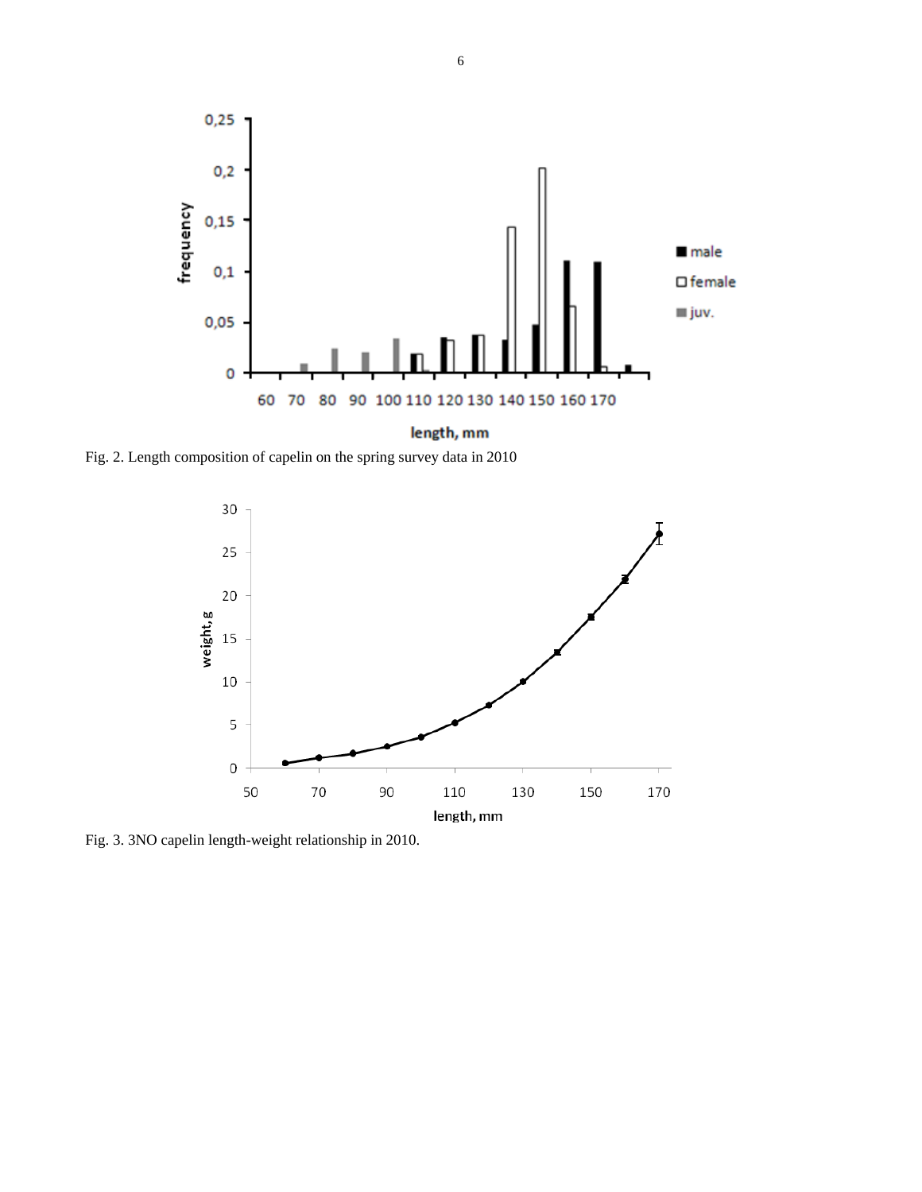Fig. 2. Length composition of capelin on the spring survey data in 2010

Fig. 3. 3NO capelin length-weight relationship in 2010.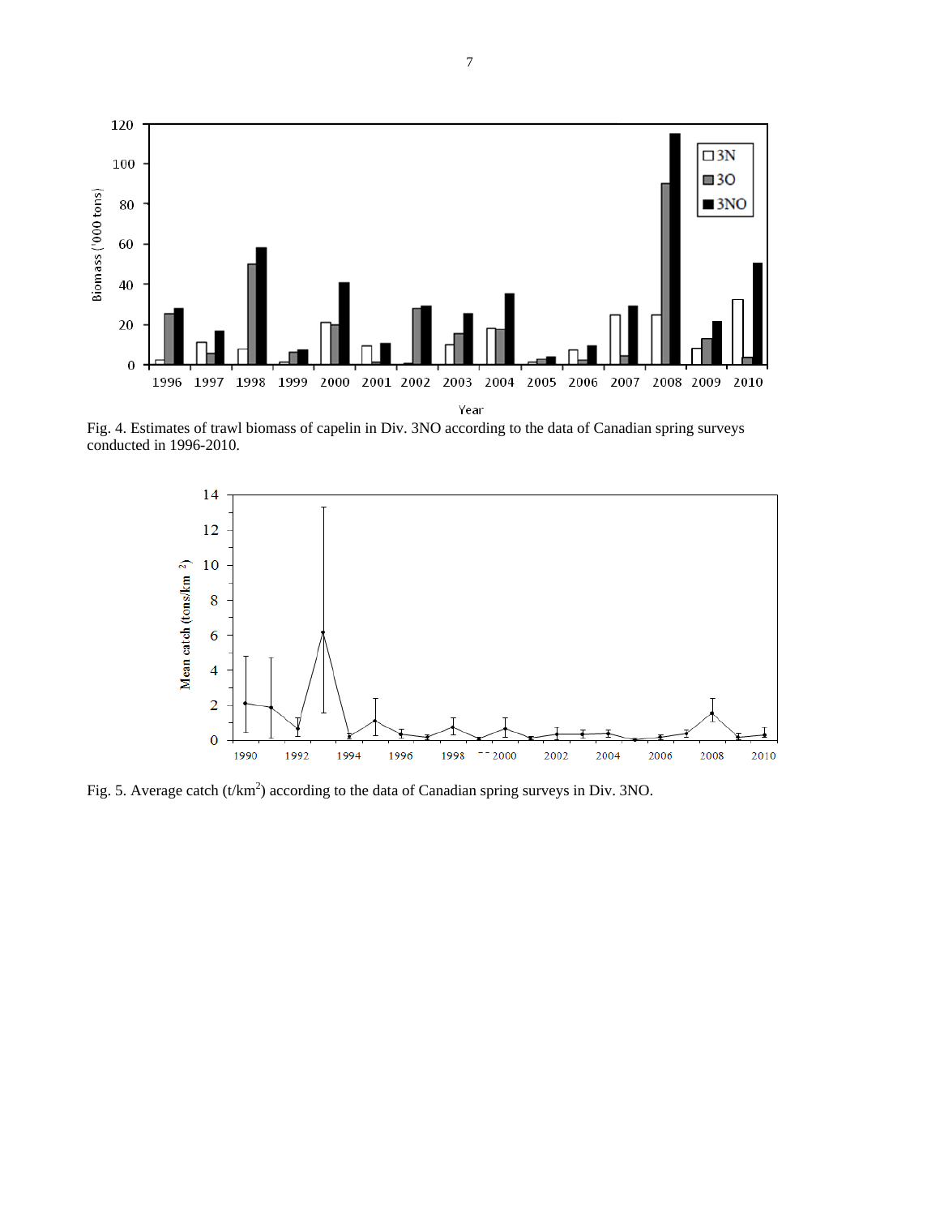Fig. 4. Estimates of trawl biomass of capelin in Div. 3NO according to the data of Canadian spring surveys conducted in 1996-2010.

Fig. 5. Average catch (t/km$^2$) according to the data of Canadian spring surveys in Div. 3NO.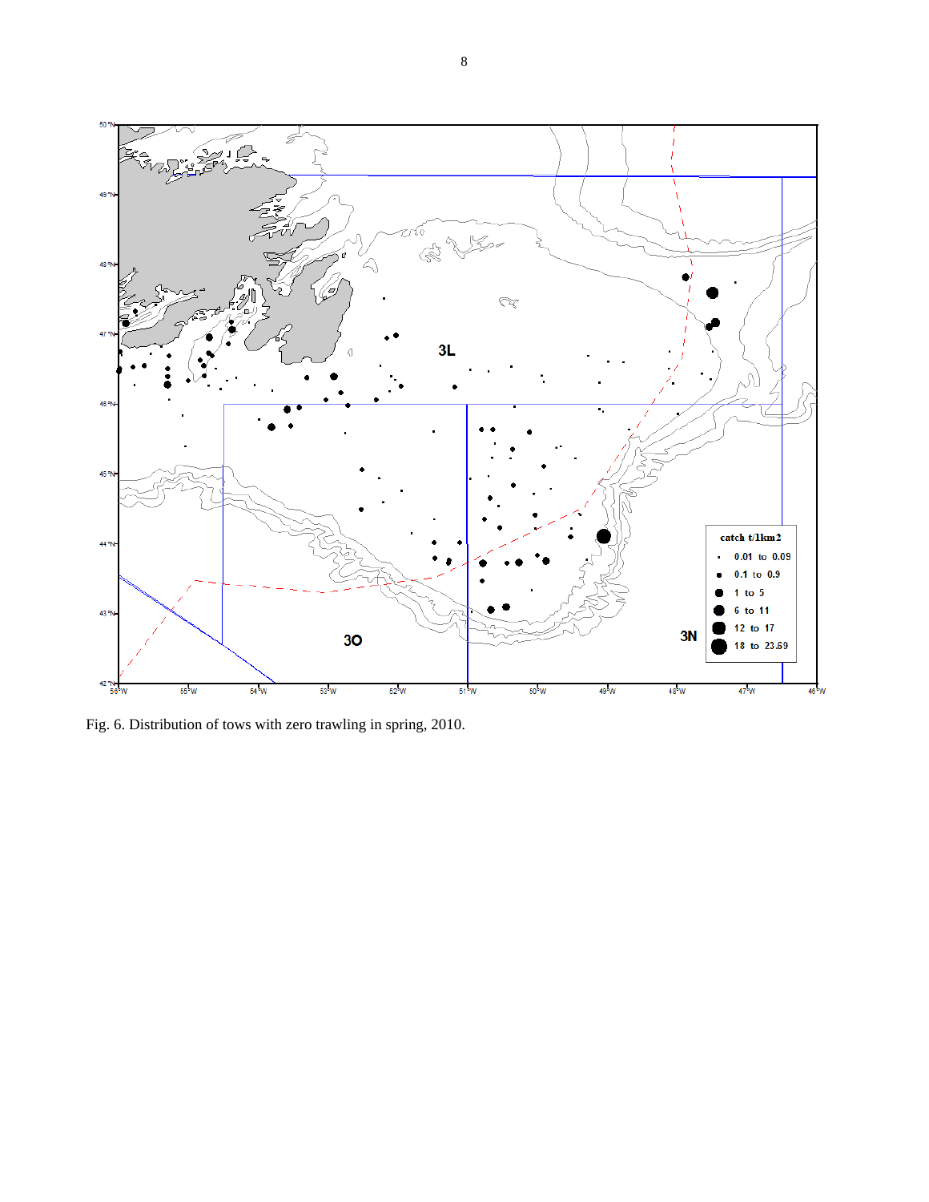50°N
49°N
48°N
47°N
46°N
45°N
44°N
43°N
42°N

56°W 55°W 54°W 53°W 52°W 51°W 50°W 49°W 48°W 47°W 46°W

3L

3O

3N

catch t/1km2
0.01 to 0.09
0.1 to 0.9
1 to 5
6 to 11
12 to 17
18 to 23.69

Fig. 6. Distribution of tows with zero trawling in spring, 2010.